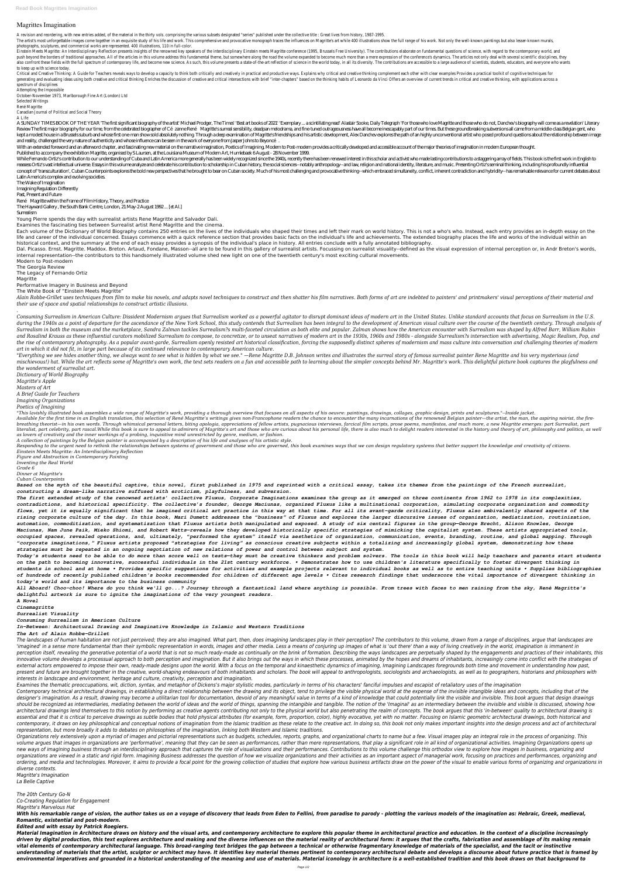# Magrittes Imagination

A revision and reordering, with new entries added, of the material in the thirty vols. comprising the various subsets designated "series" published under the collective title : Great lives from history, 1987-1995.

The artist's most unforgettable images come together in an exquisite study of his life and work. This comprehensive and provocative monograph traces the influences on Magritte's art while 400 illustrations show the full range of his work. Not only the well-known paintings but also lesser-known murals, photographs, sculptures, and commercial works are represented. 400 illustrations, 110 in full-color.

Einstein Meets Magritte: An Interdisciplinary Reflection presents insights of the renowned key speakers of the interdisciplinary Einstein meets Magritte conference (1995, Brussels Free University). The contributions elaborate on fundamental questions of science, with regard to the contemporary world, and push beyond the borders of traditional approaches. All of the articles in this volume address this fundamental theme, but somewhere along the road the volume expanded to become much more than a mere expression of the conference's dynamics. The articles not only deal with several scientific disciplines, they also confront these fields with the full spectrum of contemporary life, and become new science. As such, this volume presents a state-of-the-art reflection of science in the world today, in all its diversity. The contributions are accessible to a large audience of scientists, students, educators, and everyone who wants to keep up with science today.

Critical and Creative Thinking: A Guide for Teachers reveals ways to develop a capacity to think both critically and creatively in practical and productive ways. Explains why critical and creative thinking complement each other with clear examples Provides a practical toolkit of cognitive techniques for generating and evaluating ideas using both creative and critical thinking Enriches the discussion of creative and critical intersections with brief "inter-chapters" based on the thinking habits of Leonardo da Vinci Offers an overview of current trends in critical and creative thinking, with applications across a spectrum of disciplines

Attempting the Impossible

October-November 1973, Marlborough Fine Art (London) Ltd

Selected Writings

René Magritte

Canadian Journal of Political and Social Theory

A Life

A SUNDAY TIMES BOOK OF THE YEAR 'The first significant biography of the artist' Michael Prodger, The Times' 'Best art books of 2021' 'Exemplary ... a scintillating read' Alastair Sooke, Daily Telegraph 'For those who love Magritte and those who do not, Danchev's biography will come as a revelation' Literary Review The first major biography for our time, from the celebrated biographer of Cézanne René Magritte's surreal sensibility, deadpan melodrama, and fine-tuned outrageousness have all become inescapably part of our times. But these groundbreaking subversions all came from a middle-class Belgian gent, who kept a modest house in a Brussels suburb and whose first one-man show sold absolutely nothing. Through a deep examination of Magritte's friendships and his artistic development, Alex Danchev explores the path of an highly unconventional artist who posed profound questions about the relationship between image and reality, challenged the very nature of authenticity and whose influence can be seen in the work of everyone from Jasper Johns to Beyoncé.

With an extended foreword and an afterword chapter, and fascinating new material on the narrative imagination, Poetics of Imagining, Modern to Post-modern provides a critically developed and accessible account of the major theories of imagination in modern European thought.

Published to accompany the exhibition Magritte, organised by S Laursen, at the Louisiana Museum of Modern Art, Humlebaek 6 August - 28 November 1999.

While Fernando Ortiz's contribution to our understanding of Cuba and Latin America more generally has been widely recognized since the 1940s, recently there has been renewed interest in this scholar and activist who made lasting contributions to a staggering array of fields. This book is the first work in English to reassess Ortiz's vast intellectual universe. Essays in this volume analyze and celebrate his contribution to scholarship in Cuban history, the social sciences--notably anthropology--and law, religion and national identity, literature, and music. Presenting Ortiz's seminal thinking, including his profoundly influential concept of 'transculturation', Cuban Counterpoints explores the bold new perspectives that he brought to bear on Cuban society. Much of his most challenging and provocative thinking--which embraced simultaneity, conflict, inherent contradiction and hybridity--has remarkable relevance for current debates about Latin America's complex and evolving societies.

The Wake of Imagination

Imagining Regulation Differently

Past, Present and Future

René Magritte within the Frame of Film History, Theory, and Practice

The Hayward Gallery, the South Bank Centre, London, 21 May-2 August 1992 ... [et Al.]

Surrealism

Young Pierre spends the day with surrealist artists Rene Magritte and Salvador Dali.

Examines the fascinating ties between Surrealist artist René Magritte and the cinema.

Each volume of the Dictionary of World Biography contains 250 entries on the lives of the individuals who shaped their times and left their mark on world history. This is not a who's who. Instead, each entry provides an in-depth essay on the life and career of the individual concerned. Essays commence with a quick reference section that provides basic facts on the individual's life and achievements. The extended biography places the life and works of the individual within an historical context, and the summary at the end of each essay provides a synopsis of the individual's place in history. All entries conclude with a fully annotated bibliography.

Dal. Picasso. Ernst. Magritte. Maddox. Breton. Artaud, Fondane, Masson--all are to be found in this gallery of surrealist artists. Focussing on surrealist visuality--defined as the visual expression of internal perception or, in Andr Breton's words, internal representation--the contributors to this handsomely illustrated volume shed new light on one of the twentieth century's most exciting cultural movements.

Modern to Post-modern

The Georgia Review

The Legacy of Fernando Ortiz

Magritte

Performative Imagery in Business and Beyond

The White Book of "Einstein Meets Magritte"

*Alain Robbe-Grillet uses techniques from film to make his novels, and adapts novel techniques to construct and then shatter his film narratives. Both forms of art are indebted to painters' and printmakers' visual perceptions of their material and their use of space and spatial relationships to construct artistic illusions.*

*Consuming Surrealism in American Culture: Dissident Modernism argues that Surrealism worked as a powerful agitator to disrupt dominant ideas of modern art in the United States. Unlike standard accounts that focus on Surrealism in the U.S. during the 1940s as a point of departure for the ascendance of the New York School, this study contends that Surrealism has been integral to the development of American visual culture over the course of the twentieth century. Through analysis of Surrealism in both the museum and the marketplace, Sandra Zalman tackles Surrealism?s multi-faceted circulation as both elite and popular. Zalman shows how the American encounter with Surrealism was shaped by Alfred Barr, William Rubin and Rosalind Krauss as these influential curators mobilized Surrealism to compose, to concretize, or to unseat narratives of modern art in the 1930s, 1960s and 1980s - alongside Surrealism?s intersection with advertising, Magic Realism, Pop, and the rise of contemporary photography. As a popular avant-garde, Surrealism openly resisted art historical classification, forcing the supposedly distinct spheres of modernism and mass culture into conversation and challenging theories of modern art in which it did not fit, in large part because of its continued relevance to contemporary American culture.*

*"Everything we see hides another thing, we always want to see what is hidden by what we see." —Rene Magritte D.B. Johnson writes and illustrates the surreal story of famous surrealist painter Rene Magritte and his very mysterious (and mischievous!) hat. While the art reflects some of Magritte's own work, the text sets readers on a fun and accessible path to learning about the simpler concepts behind Mr. Magritte's work. This delightful picture book captures the playfulness and the wonderment of surrealist art.*

*Dictionary of World Biography*

*Magritte's Apple*

*Masters of Art*

*A Brief Guide for Teachers*

*Imagining Organizations*

*Poetics of Imagining*

*"This lavishly illustrated book assembles a wide range of Magritte's work, providing a thorough overview that focuses on all aspects of his oeuvre: paintings, drawings, collages, graphic design, prints and sculptures."--Inside jacket.*

*Available for the first time in an English translation, this selection of René Magritte's writings gives non-Francophone readers the chance to encounter the many incarnations of the renowned Belgian painter—the artist, the man, the aspiring noirist, the fire-breathing theorist—in his own words. Through whimsical personal letters, biting apologia, appreciations of fellow artists, pugnacious interviews, farcical film scripts, prose poems, manifestos, and much more, a new Magritte emerges: part Surrealist, part literalist, part celebrity, part rascal.While this book is sure to appeal to admirers of Magritte's art and those who are curious about his personal life, there is also much to delight readers interested in the history and theory of art, philosophy and politics, as well as lovers of creativity and the inner workings of a probing, inquisitive mind unrestricted by genre, medium, or fashion.*

*A collection of paintings by the Belgian painter is accompanied by a description of his life and analyses of his artistic style.*

*Responding to the urgent need to rethink the relationships between systems of government and those who are governed, this book examines ways that we can design regulatory systems that better support the knowledge and creativity of citizens.*

*Einstein Meets Magritte: An Interdisciplinary Reflection*

*Figure and Abstraction in Contemporary Painting*

*Inventing the Real World*

*Grade 6*

*Dinner at Magritte's*

*Cuban Counterpoints*

***Based on the myth of the beautiful captive, this novel, first published in 1975 and reprinted with a critical essay, takes its themes from the paintings of the French surrealist, constructing a dream-like narrative suffused with eroticism, playfulness, and subversion.***

***The first extended study of the renowned artists' collective Fluxus, Corporate Imaginations examines the group as it emerged on three continents from 1962 to 1978 in its complexities, contradictions, and historical specificity. The collective's founder, George Maciunas, organized Fluxus like a multinational corporation, simulating corporate organization and commodity flows, yet it is equally significant that he imagined critical art practice in this way at that time. For all its avant-garde criticality, Fluxus also ambivalently shared aspects of the rising corporate culture of the day. In this book, Mari Dumett addresses the "business" of Fluxus and explores the larger discursive issues of organization, mediatization, routinization, automation, commoditization, and systematization that Fluxus artists both manipulated and exposed. A study of six central figures in the group—George Brecht, Alison Knowles, George Maciunas, Nam June Paik, Mieko Shiomi, and Robert Watts—reveals how they developed historically specific strategies of mimicking the capitalist system. These artists appropriated tools, occupied spaces, revealed operations, and, ultimately, "performed the system" itself via aesthetics of organization, communication, events, branding, routine, and global mapping. Through "corporate imaginations," Fluxus artists proposed "strategies for living" as conscious creative subjects within a totalizing and increasingly global system, demonstrating how these strategies must be repeated in an ongoing negotiation of new relations of power and control between subject and system.***

***Today's students need to be able to do more than score well on tests—they must be creative thinkers and problem solvers. The tools in this book will help teachers and parents start students on the path to becoming innovative, successful individuals in the 21st century workforce. • Demonstrates how to use children's literature specifically to foster divergent thinking in students in school and at home • Provides specific suggestions for activities and example projects relevant to individual books as well as to entire teaching units • Supplies bibliographies of hundreds of recently published children's books recommended for children of different age levels • Cites research findings that underscore the vital importance of divergent thinking in today's world and its importance to the business community***

***All Aboard! Choo-choo! Where do you think we'll go...? Journey through a fantastical land where anything is possible. From trees with faces to men raining from the sky, René Magritte's delightful artwork is sure to ignite the imaginations of the very youngest readers.***

***A Novel***

***Cinemagritte***

***Surrealist Visuality***

***Consuming Surrealism in American Culture***

***In-Between: Architectural Drawing and Imaginative Knowledge in Islamic and Western Traditions***

***The Art of Alain Robbe-Grillet***

*The landscapes of human habitation are not just perceived; they are also imagined. What part, then, does imagining landscapes play in their perception? The contributors to this volume, drawn from a range of disciplines, argue that landscapes are 'imagined' in a sense more fundamental than their symbolic representation in words, images and other media. Less a means of conjuring up images of what is 'out there' than a way of living creatively in the world, imagination is immanent in perception itself, revealing the generative potential of a world that is not so much ready-made as continually on the brink of formation. Describing the ways landscapes are perpetually shaped by the engagements and practices of their inhabitants, this innovative volume develops a processual approach to both perception and imagination. But it also brings out the ways in which these processes, animated by the hopes and dreams of inhabitants, increasingly come into conflict with the strategies of external actors empowered to impose their own, ready-made designs upon the world. With a focus on the temporal and kinaesthetic dynamics of imagining, Imagining Landscapes foregrounds both time and movement in understanding how past, present and future are brought together in the creative, world-shaping endeavours of both inhabitants and scholars. The book will appeal to anthropologists, sociologists and archaeologists, as well as to geographers, historians and philosophers with interests in landscape and environment, heritage and culture, creativity, perception and imagination.*

*Examines the thematic preoccupations, wit, diction, syntax, and metaphor of Dickens's major stylistic modes, particularly in terms of his characters' fanciful impulses and escapist of retaliatory uses of the imagination*

*Contemporary technical architectural drawings, in establishing a direct relationship between the drawing and its object, tend to privilege the visible physical world at the expense of the invisible intangible ideas and concepts, including that of the designer's imagination. As a result, drawing may become a utilitarian tool for documentation, devoid of any meaningful value in terms of a kind of knowledge that could potentially link the visible and invisible. This book argues that design drawings should be recognized as intermediaries, mediating between the world of ideas and the world of things, spanning the intangible and tangible. The notion of the 'Imaginal' as an intermediary between the invisible and visible is discussed, showing how architectural drawings lend themselves to this notion by performing as creative agents contributing not only to the physical world but also penetrating the realm of concepts. The book argues that this 'in-between' quality to architectural drawing is essential and that it is critical to perceive drawings as subtle bodies that hold physical attributes (for example, form, proportion, color), highly evocative, yet with no matter. Focusing on Islamic geometric architectural drawings, both historical and contemporary, it draws on key philosophical and conceptual notions of imagination from the Islamic tradition as these relate to the creative act. In doing so, this book not only makes important insights into the design process and act of architectural representation, but more broadly it adds to debates on philosophies of the imagination, linking both Western and Islamic traditions.*

*Organizations rely extensively upon a myriad of images and pictorial representations such as budgets, schedules, reports, graphs, and organizational charts to name but a few. Visual images play an integral role in the process of organizing. This volume argues that images in organizations are 'performative', meaning that they can be seen as performances, rather than mere representations, that play a significant role in all kind of organizational activities. Imagining Organizations opens up new ways of imagining business through an interdisciplinary approach that captures the role of visualizations and their performances. Contributions to this volume challenge this orthodox view to explore how images in business, organizing and organizations are viewed in a static and rigid form. Imagining Business addresses the question of how we visualize organizations and their activities as an important aspect of managerial work, focusing on practices and performances, organizing and ordering, and media and technologies. Moreover, it aims to provide a focal point for the growing collection of studies that explore how various business artifacts draw on the power of the visual to enable various forms of organizing and organizations in diverse contexts.*

*Magritte's Imagination*

*La Belle Captive*

*The 20th Century Go-N*

*Co-Creating Regulation for Engagement*

*Magritte's Marvelous Hat*

***With his remarkable range of vision, the author takes us on a voyage of discovery that leads from Eden to Fellini, from paradise to parody - plotting the various models of the imagination as: Hebraic, Greek, medieval, Romantic, existential and post-modern.***

***Edited and with essay by Patrick Roegiers.***

***Material Imagination in Architecture draws on history and the visual arts, and contemporary architecture to explore this popular theme in architectural practice and education. In the context of a discipline increasingly driven by digital production, this text explores architecture and making and the diverse influences on the material reality of architectural form: it argues that the crafts, fabrication and assemblage of its making remain vital elements of contemporary architectural language. This broad-ranging text bridges the gap between a technical or otherwise fragmentary knowledge of materials of the specialist, and the tacit or instinctive understanding of materials that the artist, sculptor or architect may have. It identifies key material themes pertinent to contemporary architectural debate and develops a discourse about future practice that is framed by environmental imperatives and grounded in a historical understanding of the meaning and use of materials. Material iconology in architecture is a well-established tradition and this book draws on that background to***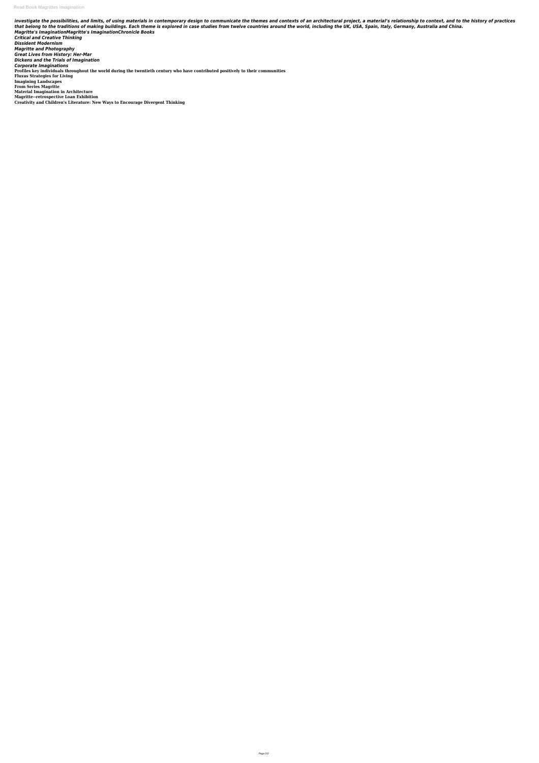*investigate the possibilities, and limits, of using materials in contemporary design to communicate the themes and contexts of an architectural project, a material's relationship to context, and to the history of practices that belong to the traditions of making buildings. Each theme is explored in case studies from twelve countries around the world, including the UK, USA, Spain, Italy, Germany, Australia and China.*

*Magritte's ImaginationMagritte's ImaginationChronicle Books*

*Critical and Creative Thinking*

*Dissident Modernism*

*Magritte and Photography*

*Great Lives from History: Her-Mar*

*Dickens and the Trials of Imagination*

*Corporate Imaginations*

**Profiles key individuals throughout the world during the twentieth century who have contributed positively to their communities**

**Fluxus Strategies for Living**

**Imagining Landscapes**

**From Series Magritte**

**Material Imagination in Architecture**

**Magritte--retrospective Loan Exhibition**

**Creativity and Children's Literature: New Ways to Encourage Divergent Thinking**